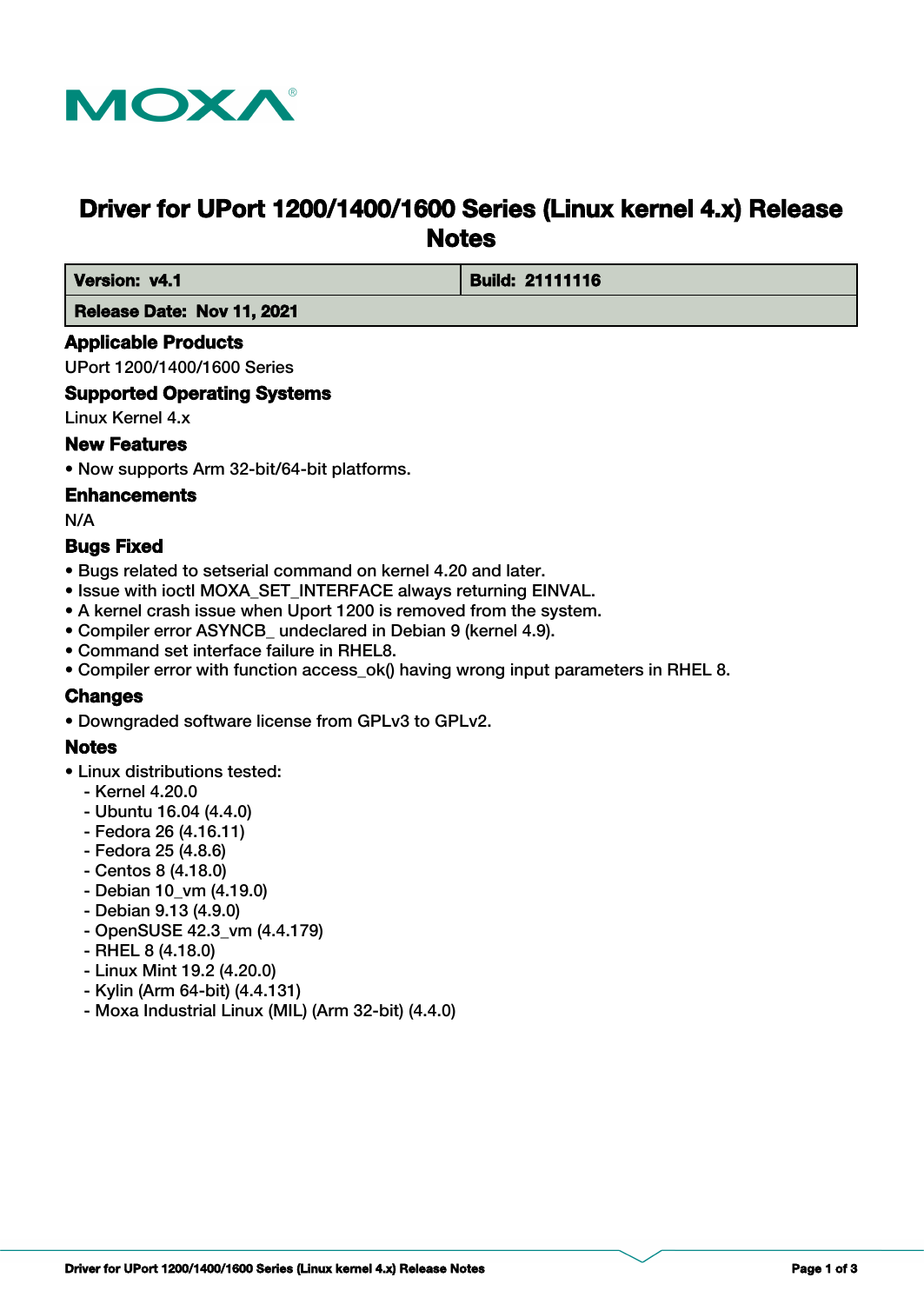# Driver for UPort 1200/1400/1600 Series (Linux kernel 4.x) Release Notes

| **Version: v4.1** | **Build: 21111116** |
|---|---|
| **Release Date: Nov 11, 2021** | |

## Applicable Products

UPort 1200/1400/1600 Series

## Supported Operating Systems

Linux Kernel 4.x

## New Features

- Now supports Arm 32-bit/64-bit platforms.

## Enhancements

N/A

## Bugs Fixed

- Bugs related to setserial command on kernel 4.20 and later.
- Issue with ioctl MOXA_SET_INTERFACE always returning EINVAL.
- A kernel crash issue when Uport 1200 is removed from the system.
- Compiler error ASYNCB_ undeclared in Debian 9 (kernel 4.9).
- Command set interface failure in RHEL8.
- Compiler error with function access_ok() having wrong input parameters in RHEL 8.

## Changes

- Downgraded software license from GPLv3 to GPLv2.

## Notes

- Linux distributions tested:
  - Kernel 4.20.0
  - Ubuntu 16.04 (4.4.0)
  - Fedora 26 (4.16.11)
  - Fedora 25 (4.8.6)
  - Centos 8 (4.18.0)
  - Debian 10_vm (4.19.0)
  - Debian 9.13 (4.9.0)
  - OpenSUSE 42.3_vm (4.4.179)
  - RHEL 8 (4.18.0)
  - Linux Mint 19.2 (4.20.0)
  - Kylin (Arm 64-bit) (4.4.131)
  - Moxa Industrial Linux (MIL) (Arm 32-bit) (4.4.0)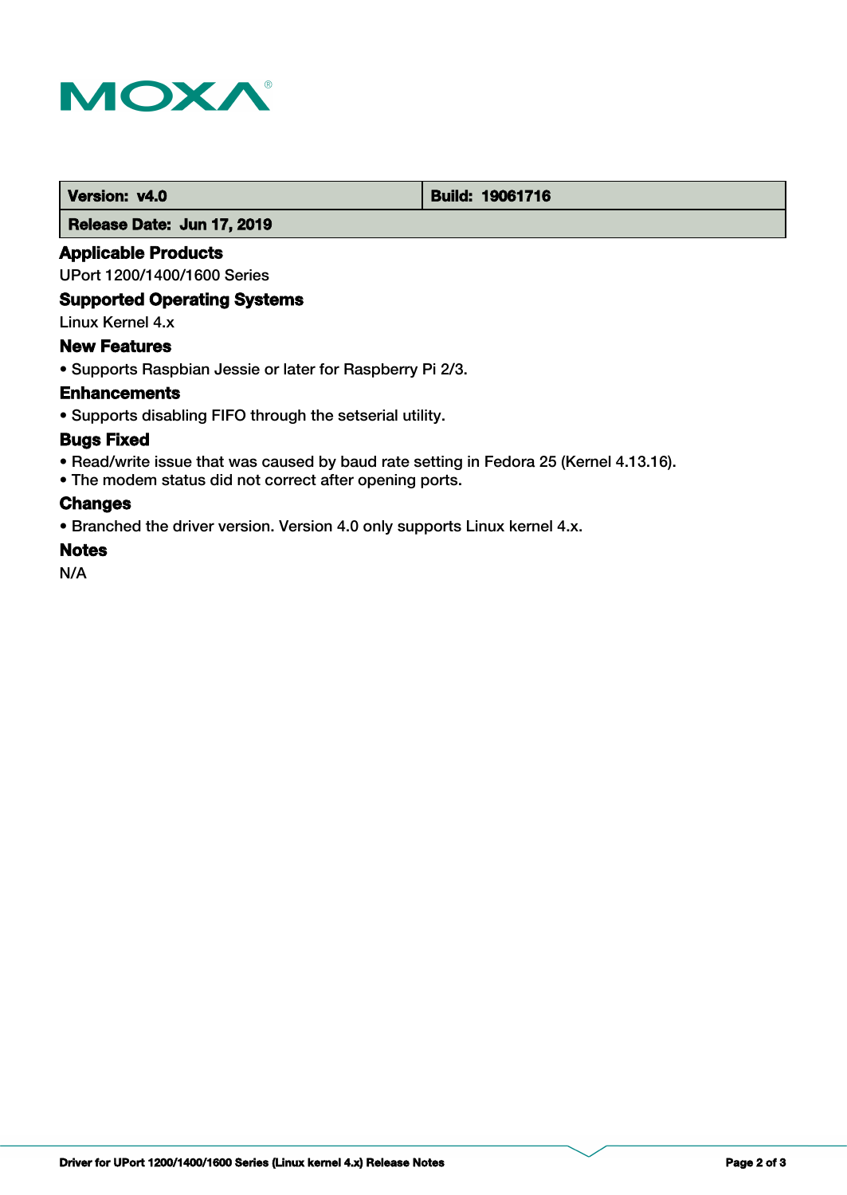| **Version: v4.0** | **Build: 19061716** |
| --- | --- |
| **Release Date: Jun 17, 2019** | |

## Applicable Products

UPort 1200/1400/1600 Series

## Supported Operating Systems

Linux Kernel 4.x

## New Features

- Supports Raspbian Jessie or later for Raspberry Pi 2/3.

## Enhancements

- Supports disabling FIFO through the setserial utility.

## Bugs Fixed

- Read/write issue that was caused by baud rate setting in Fedora 25 (Kernel 4.13.16).
- The modem status did not correct after opening ports.

## Changes

- Branched the driver version. Version 4.0 only supports Linux kernel 4.x.

## Notes

N/A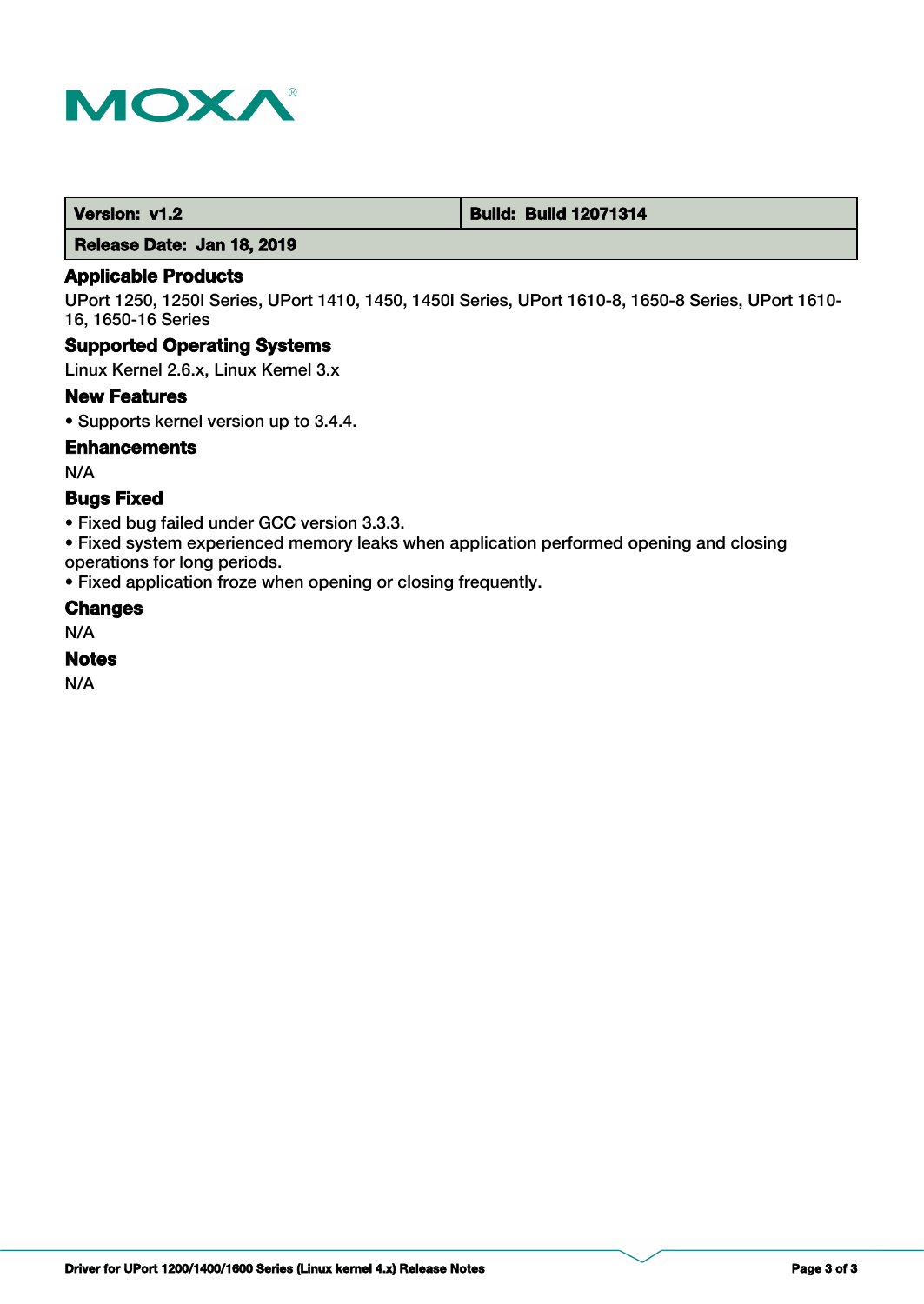| Version: v1.2 | Build: Build 12071314 |
| --- | --- |
| Release Date: Jan 18, 2019 | |

## Applicable Products

UPort 1250, 1250I Series, UPort 1410, 1450, 1450I Series, UPort 1610-8, 1650-8 Series, UPort 1610-16, 1650-16 Series

## Supported Operating Systems

Linux Kernel 2.6.x, Linux Kernel 3.x

## New Features

- Supports kernel version up to 3.4.4.

## Enhancements

N/A

## Bugs Fixed

- Fixed bug failed under GCC version 3.3.3.
- Fixed system experienced memory leaks when application performed opening and closing operations for long periods.
- Fixed application froze when opening or closing frequently.

## Changes

N/A

## Notes

N/A